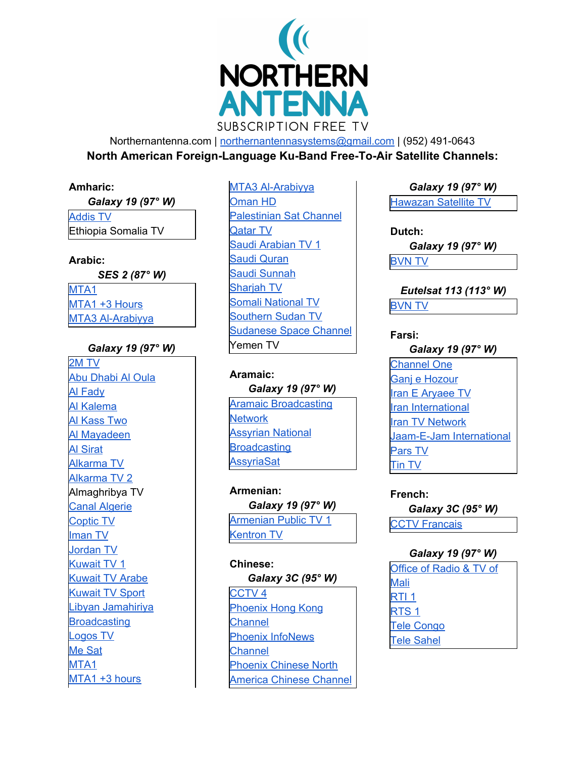# NORTHERN ANTENNA

SUBSCRIPTION FREE TV

Northernantenna.com | northernantennasystems@gmail.com | (952) 491-0643

**North American Foreign-Language Ku-Band Free-To-Air Satellite Channels:**

**Amharic:**

***Galaxy 19 (97° W)***

- Addis TV
- Ethiopia Somalia TV

**Arabic:**

***SES 2 (87° W)***

- MTA1
- MTA1 +3 Hours
- MTA3 Al-Arabiyya

***Galaxy 19 (97° W)***

- 2M TV
- Abu Dhabi Al Oula
- Al Fady
- Al Kalema
- Al Kass Two
- Al Mayadeen
- Al Sirat
- Alkarma TV
- Alkarma TV 2
- Almaghribya TV
- Canal Algerie
- Coptic TV
- Iman TV
- Jordan TV
- Kuwait TV 1
- Kuwait TV Arabe
- Kuwait TV Sport
- Libyan Jamahiriya Broadcasting
- Logos TV
- Me Sat
- MTA1
- MTA1 +3 hours
- MTA3 Al-Arabiyya
- Oman HD
- Palestinian Sat Channel
- Qatar TV
- Saudi Arabian TV 1
- Saudi Quran
- Saudi Sunnah
- Sharjah TV
- Somali National TV
- Southern Sudan TV
- Sudanese Space Channel
- Yemen TV

**Aramaic:**

***Galaxy 19 (97° W)***

- Aramaic Broadcasting Network
- Assyrian National Broadcasting
- AssyriaSat

**Armenian:**

***Galaxy 19 (97° W)***

- Armenian Public TV 1
- Kentron TV

**Chinese:**

***Galaxy 3C (95° W)***

- CCTV 4
- Phoenix Hong Kong Channel
- Phoenix InfoNews Channel
- Phoenix Chinese North America Chinese Channel

***Galaxy 19 (97° W)***

- Hawazan Satellite TV

**Dutch:**

***Galaxy 19 (97° W)***

- BVN TV

***Eutelsat 113 (113° W)***

- BVN TV

**Farsi:**

***Galaxy 19 (97° W)***

- Channel One
- Ganj e Hozour
- Iran E Aryaee TV
- Iran International
- Iran TV Network
- Jaam-E-Jam International
- Pars TV
- Tin TV

**French:**

***Galaxy 3C (95° W)***

- CCTV Francais

***Galaxy 19 (97° W)***

- Office of Radio & TV of Mali
- RTI 1
- RTS 1
- Tele Congo
- Tele Sahel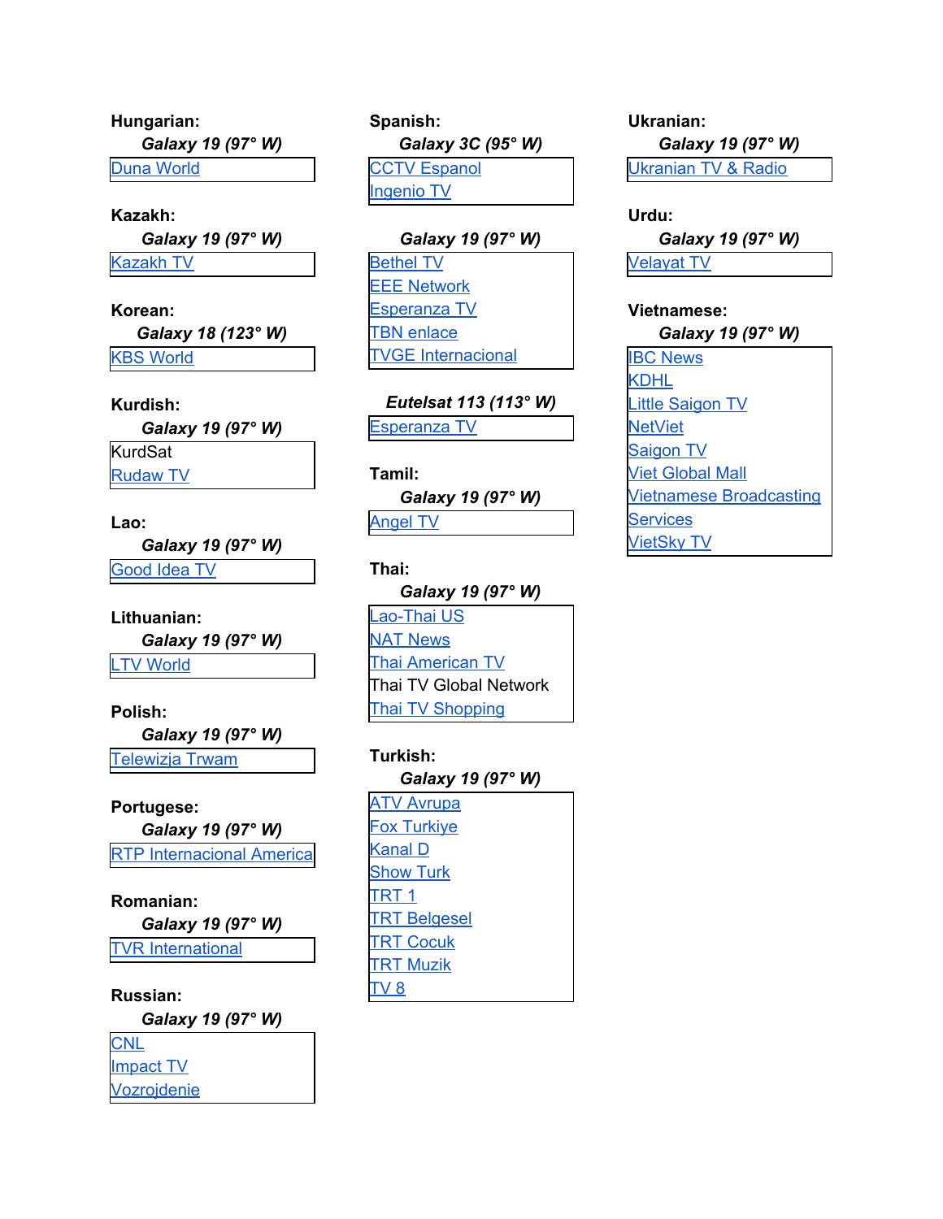**Hungarian:**

***Galaxy 19 (97° W)***

- Duna World

**Kazakh:**

***Galaxy 19 (97° W)***

- Kazakh TV

**Korean:**

***Galaxy 18 (123° W)***

- KBS World

**Kurdish:**

***Galaxy 19 (97° W)***

- KurdSat
- Rudaw TV

**Lao:**

***Galaxy 19 (97° W)***

- Good Idea TV

**Lithuanian:**

***Galaxy 19 (97° W)***

- LTV World

**Polish:**

***Galaxy 19 (97° W)***

- Telewizja Trwam

**Portugese:**

***Galaxy 19 (97° W)***

- RTP Internacional America

**Romanian:**

***Galaxy 19 (97° W)***

- TVR International

**Russian:**

***Galaxy 19 (97° W)***

- CNL
- Impact TV
- Vozrojdenie

**Spanish:**

***Galaxy 3C (95° W)***

- CCTV Espanol
- Ingenio TV

***Galaxy 19 (97° W)***

- Bethel TV
- EEE Network
- Esperanza TV
- TBN enlace
- TVGE Internacional

***Eutelsat 113 (113° W)***

- Esperanza TV

**Tamil:**

***Galaxy 19 (97° W)***

- Angel TV

**Thai:**

***Galaxy 19 (97° W)***

- Lao-Thai US
- NAT News
- Thai American TV
- Thai TV Global Network
- Thai TV Shopping

**Turkish:**

***Galaxy 19 (97° W)***

- ATV Avrupa
- Fox Turkiye
- Kanal D
- Show Turk
- TRT 1
- TRT Belgesel
- TRT Cocuk
- TRT Muzik
- TV 8

**Ukranian:**

***Galaxy 19 (97° W)***

- Ukranian TV & Radio

**Urdu:**

***Galaxy 19 (97° W)***

- Velayat TV

**Vietnamese:**

***Galaxy 19 (97° W)***

- IBC News
- KDHL
- Little Saigon TV
- NetViet
- Saigon TV
- Viet Global Mall
- Vietnamese Broadcasting Services
- VietSky TV